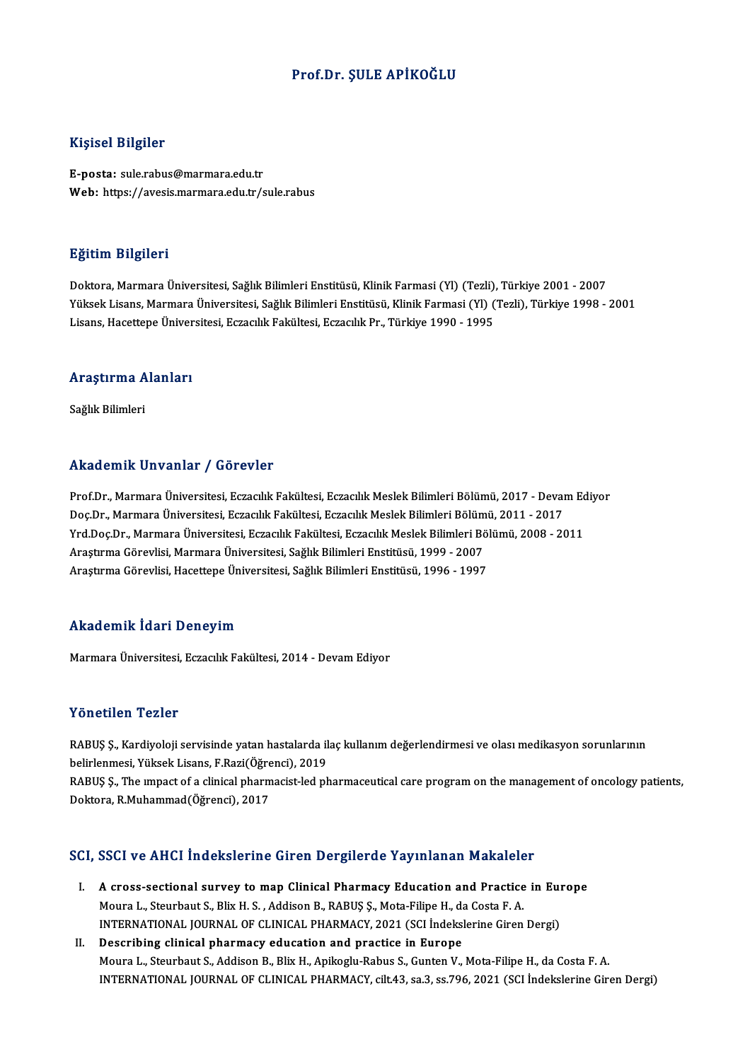# Prof.Dr. ŞULE APİKOĞLU

## Kişisel Bilgiler

**E-posta:** sule.rabus@marmara.edu.tr
**Web:** https://avesis.marmara.edu.tr/sule.rabus

## Eğitim Bilgileri

Doktora, Marmara Üniversitesi, Sağlık Bilimleri Enstitüsü, Klinik Farmasi (Yl) (Tezli), Türkiye 2001 - 2007
Yüksek Lisans, Marmara Üniversitesi, Sağlık Bilimleri Enstitüsü, Klinik Farmasi (Yl) (Tezli), Türkiye 1998 - 2001
Lisans, Hacettepe Üniversitesi, Eczacılık Fakültesi, Eczacılık Pr., Türkiye 1990 - 1995

## Araştırma Alanları

Sağlık Bilimleri

## Akademik Unvanlar / Görevler

Prof.Dr., Marmara Üniversitesi, Eczacılık Fakültesi, Eczacılık Meslek Bilimleri Bölümü, 2017 - Devam Ediyor
Doç.Dr., Marmara Üniversitesi, Eczacılık Fakültesi, Eczacılık Meslek Bilimleri Bölümü, 2011 - 2017
Yrd.Doç.Dr., Marmara Üniversitesi, Eczacılık Fakültesi, Eczacılık Meslek Bilimleri Bölümü, 2008 - 2011
Araştırma Görevlisi, Marmara Üniversitesi, Sağlık Bilimleri Enstitüsü, 1999 - 2007
Araştırma Görevlisi, Hacettepe Üniversitesi, Sağlık Bilimleri Enstitüsü, 1996 - 1997

## Akademik İdari Deneyim

Marmara Üniversitesi, Eczacılık Fakültesi, 2014 - Devam Ediyor

## Yönetilen Tezler

RABUŞ Ş., Kardiyoloji servisinde yatan hastalarda ilaç kullanım değerlendirmesi ve olası medikasyon sorunlarının belirlenmesi, Yüksek Lisans, F.Razi(Öğrenci), 2019

RABUŞ Ş., The ımpact of a clinical pharmacist-led pharmaceutical care program on the management of oncology patients, Doktora, R.Muhammad(Öğrenci), 2017

## SCI, SSCI ve AHCI İndekslerine Giren Dergilerde Yayınlanan Makaleler

I. **A cross-sectional survey to map Clinical Pharmacy Education and Practice in Europe**
   Moura L., Steurbaut S., Blix H. S. , Addison B., RABUŞ Ş., Mota-Filipe H., da Costa F. A.
   INTERNATIONAL JOURNAL OF CLINICAL PHARMACY, 2021 (SCI İndekslerine Giren Dergi)

II. **Describing clinical pharmacy education and practice in Europe**
   Moura L., Steurbaut S., Addison B., Blix H., Apikoglu-Rabus S., Gunten V., Mota-Filipe H., da Costa F. A.
   INTERNATIONAL JOURNAL OF CLINICAL PHARMACY, cilt.43, sa.3, ss.796, 2021 (SCI İndekslerine Giren Dergi)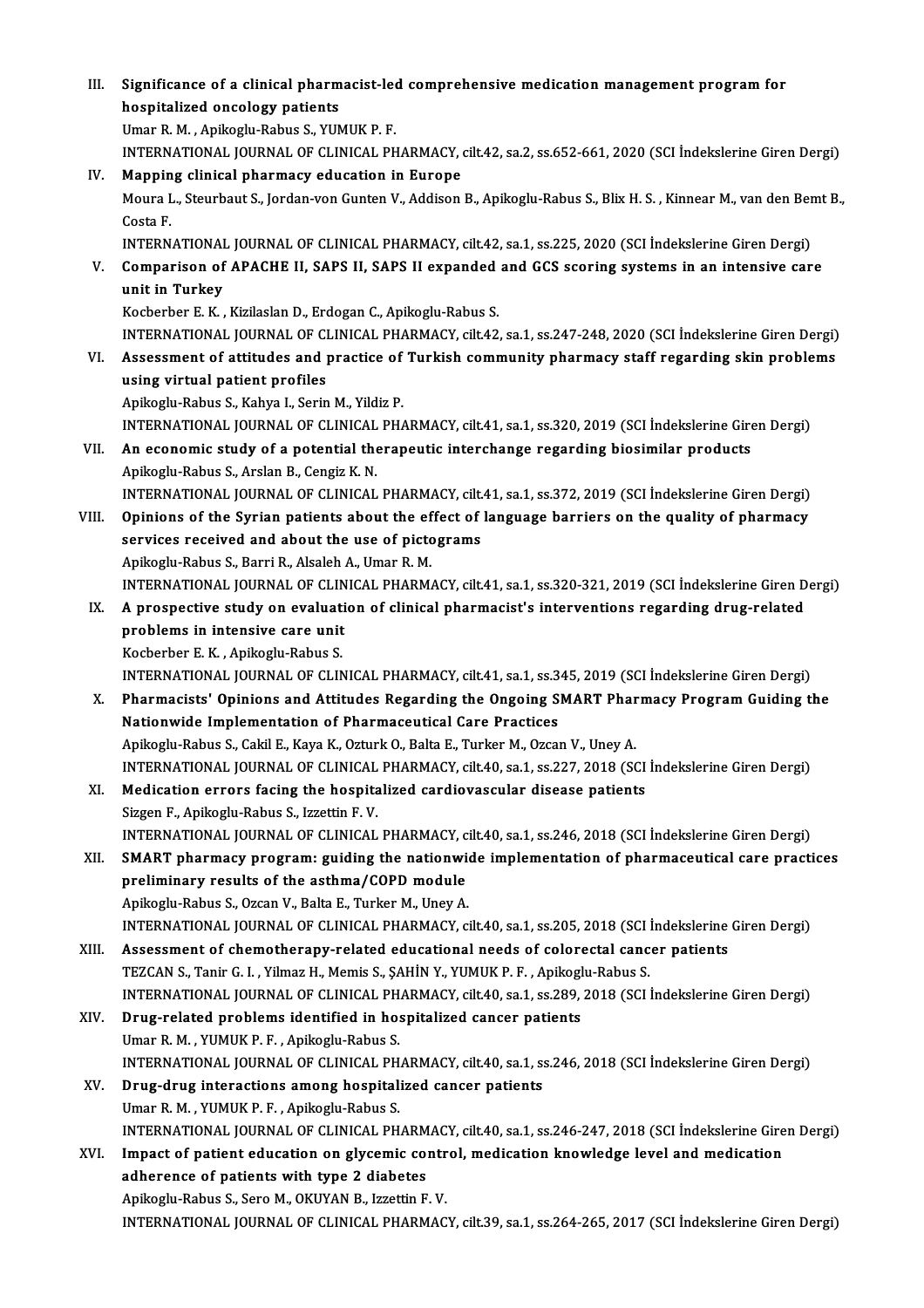III. **Significance of a clinical pharmacist-led comprehensive medication management program for hospitalized oncology patients**
Umar R. M. , Apikoglu-Rabus S., YUMUK P. F.
INTERNATIONAL JOURNAL OF CLINICAL PHARMACY, cilt.42, sa.2, ss.652-661, 2020 (SCI İndekslerine Giren Dergi)

IV. **Mapping clinical pharmacy education in Europe**
Moura L., Steurbaut S., Jordan-von Gunten V., Addison B., Apikoglu-Rabus S., Blix H. S. , Kinnear M., van den Bemt B., Costa F.
INTERNATIONAL JOURNAL OF CLINICAL PHARMACY, cilt.42, sa.1, ss.225, 2020 (SCI İndekslerine Giren Dergi)

V. **Comparison of APACHE II, SAPS II, SAPS II expanded and GCS scoring systems in an intensive care unit in Turkey**
Kocberber E. K. , Kizilaslan D., Erdogan C., Apikoglu-Rabus S.
INTERNATIONAL JOURNAL OF CLINICAL PHARMACY, cilt.42, sa.1, ss.247-248, 2020 (SCI İndekslerine Giren Dergi)

VI. **Assessment of attitudes and practice of Turkish community pharmacy staff regarding skin problems using virtual patient profiles**
Apikoglu-Rabus S., Kahya I., Serin M., Yildiz P.
INTERNATIONAL JOURNAL OF CLINICAL PHARMACY, cilt.41, sa.1, ss.320, 2019 (SCI İndekslerine Giren Dergi)

VII. **An economic study of a potential therapeutic interchange regarding biosimilar products**
Apikoglu-Rabus S., Arslan B., Cengiz K. N.
INTERNATIONAL JOURNAL OF CLINICAL PHARMACY, cilt.41, sa.1, ss.372, 2019 (SCI İndekslerine Giren Dergi)

VIII. **Opinions of the Syrian patients about the effect of language barriers on the quality of pharmacy services received and about the use of pictograms**
Apikoglu-Rabus S., Barri R., Alsaleh A., Umar R. M.
INTERNATIONAL JOURNAL OF CLINICAL PHARMACY, cilt.41, sa.1, ss.320-321, 2019 (SCI İndekslerine Giren Dergi)

IX. **A prospective study on evaluation of clinical pharmacist's interventions regarding drug-related problems in intensive care unit**
Kocberber E. K. , Apikoglu-Rabus S.
INTERNATIONAL JOURNAL OF CLINICAL PHARMACY, cilt.41, sa.1, ss.345, 2019 (SCI İndekslerine Giren Dergi)

X. **Pharmacists' Opinions and Attitudes Regarding the Ongoing SMART Pharmacy Program Guiding the Nationwide Implementation of Pharmaceutical Care Practices**
Apikoglu-Rabus S., Cakil E., Kaya K., Ozturk O., Balta E., Turker M., Ozcan V., Uney A.
INTERNATIONAL JOURNAL OF CLINICAL PHARMACY, cilt.40, sa.1, ss.227, 2018 (SCI İndekslerine Giren Dergi)

XI. **Medication errors facing the hospitalized cardiovascular disease patients**
Sizgen F., Apikoglu-Rabus S., Izzettin F. V.
INTERNATIONAL JOURNAL OF CLINICAL PHARMACY, cilt.40, sa.1, ss.246, 2018 (SCI İndekslerine Giren Dergi)

XII. **SMART pharmacy program: guiding the nationwide implementation of pharmaceutical care practices preliminary results of the asthma/COPD module**
Apikoglu-Rabus S., Ozcan V., Balta E., Turker M., Uney A.
INTERNATIONAL JOURNAL OF CLINICAL PHARMACY, cilt.40, sa.1, ss.205, 2018 (SCI İndekslerine Giren Dergi)

XIII. **Assessment of chemotherapy-related educational needs of colorectal cancer patients**
TEZCAN S., Tanir G. I. , Yilmaz H., Memis S., ŞAHİN Y., YUMUK P. F. , Apikoglu-Rabus S.
INTERNATIONAL JOURNAL OF CLINICAL PHARMACY, cilt.40, sa.1, ss.289, 2018 (SCI İndekslerine Giren Dergi)

XIV. **Drug-related problems identified in hospitalized cancer patients**
Umar R. M. , YUMUK P. F. , Apikoglu-Rabus S.
INTERNATIONAL JOURNAL OF CLINICAL PHARMACY, cilt.40, sa.1, ss.246, 2018 (SCI İndekslerine Giren Dergi)

XV. **Drug-drug interactions among hospitalized cancer patients**
Umar R. M. , YUMUK P. F. , Apikoglu-Rabus S.
INTERNATIONAL JOURNAL OF CLINICAL PHARMACY, cilt.40, sa.1, ss.246-247, 2018 (SCI İndekslerine Giren Dergi)

XVI. **Impact of patient education on glycemic control, medication knowledge level and medication adherence of patients with type 2 diabetes**
Apikoglu-Rabus S., Sero M., OKUYAN B., Izzettin F. V.
INTERNATIONAL JOURNAL OF CLINICAL PHARMACY, cilt.39, sa.1, ss.264-265, 2017 (SCI İndekslerine Giren Dergi)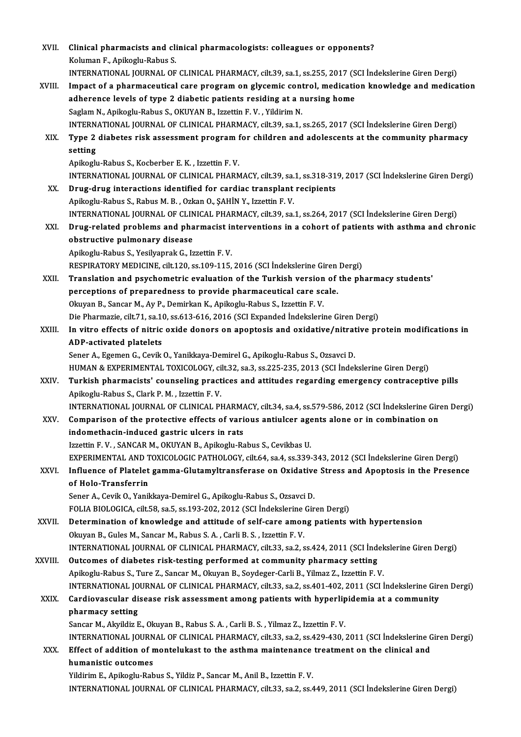XVII. **Clinical pharmacists and clinical pharmacologists: colleagues or opponents?**
Koluman F., Apikoglu-Rabus S.
INTERNATIONAL JOURNAL OF CLINICAL PHARMACY, cilt.39, sa.1, ss.255, 2017 (SCI İndekslerine Giren Dergi)

XVIII. **Impact of a pharmaceutical care program on glycemic control, medication knowledge and medication adherence levels of type 2 diabetic patients residing at a nursing home**
Saglam N., Apikoglu-Rabus S., OKUYAN B., Izzettin F. V. , Yildirim N.
INTERNATIONAL JOURNAL OF CLINICAL PHARMACY, cilt.39, sa.1, ss.265, 2017 (SCI İndekslerine Giren Dergi)

XIX. **Type 2 diabetes risk assessment program for children and adolescents at the community pharmacy setting**
Apikoglu-Rabus S., Kocberber E. K. , Izzettin F. V.
INTERNATIONAL JOURNAL OF CLINICAL PHARMACY, cilt.39, sa.1, ss.318-319, 2017 (SCI İndekslerine Giren Dergi)

XX. **Drug-drug interactions identified for cardiac transplant recipients**
Apikoglu-Rabus S., Rabus M. B. , Ozkan O., ŞAHİN Y., Izzettin F. V.
INTERNATIONAL JOURNAL OF CLINICAL PHARMACY, cilt.39, sa.1, ss.264, 2017 (SCI İndekslerine Giren Dergi)

XXI. **Drug-related problems and pharmacist interventions in a cohort of patients with asthma and chronic obstructive pulmonary disease**
Apikoglu-Rabus S., Yesilyaprak G., Izzettin F. V.
RESPIRATORY MEDICINE, cilt.120, ss.109-115, 2016 (SCI İndekslerine Giren Dergi)

XXII. **Translation and psychometric evaluation of the Turkish version of the pharmacy students' perceptions of preparedness to provide pharmaceutical care scale.**
Okuyan B., Sancar M., Ay P., Demirkan K., Apikoglu-Rabus S., Izzettin F. V.
Die Pharmazie, cilt.71, sa.10, ss.613-616, 2016 (SCI Expanded İndekslerine Giren Dergi)

XXIII. **In vitro effects of nitric oxide donors on apoptosis and oxidative/nitrative protein modifications in ADP-activated platelets**
Sener A., Egemen G., Cevik O., Yanikkaya-Demirel G., Apikoglu-Rabus S., Ozsavci D.
HUMAN & EXPERIMENTAL TOXICOLOGY, cilt.32, sa.3, ss.225-235, 2013 (SCI İndekslerine Giren Dergi)

XXIV. **Turkish pharmacists' counseling practices and attitudes regarding emergency contraceptive pills**
Apikoglu-Rabus S., Clark P. M. , Izzettin F. V.
INTERNATIONAL JOURNAL OF CLINICAL PHARMACY, cilt.34, sa.4, ss.579-586, 2012 (SCI İndekslerine Giren Dergi)

XXV. **Comparison of the protective effects of various antiulcer agents alone or in combination on indomethacin-induced gastric ulcers in rats**
Izzettin F. V. , SANCAR M., OKUYAN B., Apikoglu-Rabus S., Cevikbas U.
EXPERIMENTAL AND TOXICOLOGIC PATHOLOGY, cilt.64, sa.4, ss.339-343, 2012 (SCI İndekslerine Giren Dergi)

XXVI. **Influence of Platelet gamma-Glutamyltransferase on Oxidative Stress and Apoptosis in the Presence of Holo-Transferrin**
Sener A., Cevik O., Yanikkaya-Demirel G., Apikoglu-Rabus S., Ozsavci D.
FOLIA BIOLOGICA, cilt.58, sa.5, ss.193-202, 2012 (SCI İndekslerine Giren Dergi)

XXVII. **Determination of knowledge and attitude of self-care among patients with hypertension**
Okuyan B., Gules M., Sancar M., Rabus S. A. , Carli B. S. , Izzettin F. V.
INTERNATIONAL JOURNAL OF CLINICAL PHARMACY, cilt.33, sa.2, ss.424, 2011 (SCI İndekslerine Giren Dergi)

XXVIII. **Outcomes of diabetes risk-testing performed at community pharmacy setting**
Apikoglu-Rabus S., Ture Z., Sancar M., Okuyan B., Soydeger-Carli B., Yilmaz Z., Izzettin F. V.
INTERNATIONAL JOURNAL OF CLINICAL PHARMACY, cilt.33, sa.2, ss.401-402, 2011 (SCI İndekslerine Giren Dergi)

XXIX. **Cardiovascular disease risk assessment among patients with hyperlipidemia at a community pharmacy setting**
Sancar M., Akyildiz E., Okuyan B., Rabus S. A. , Carli B. S. , Yilmaz Z., Izzettin F. V.
INTERNATIONAL JOURNAL OF CLINICAL PHARMACY, cilt.33, sa.2, ss.429-430, 2011 (SCI İndekslerine Giren Dergi)

XXX. **Effect of addition of montelukast to the asthma maintenance treatment on the clinical and humanistic outcomes**
Yildirim E., Apikoglu-Rabus S., Yildiz P., Sancar M., Anil B., Izzettin F. V.
INTERNATIONAL JOURNAL OF CLINICAL PHARMACY, cilt.33, sa.2, ss.449, 2011 (SCI İndekslerine Giren Dergi)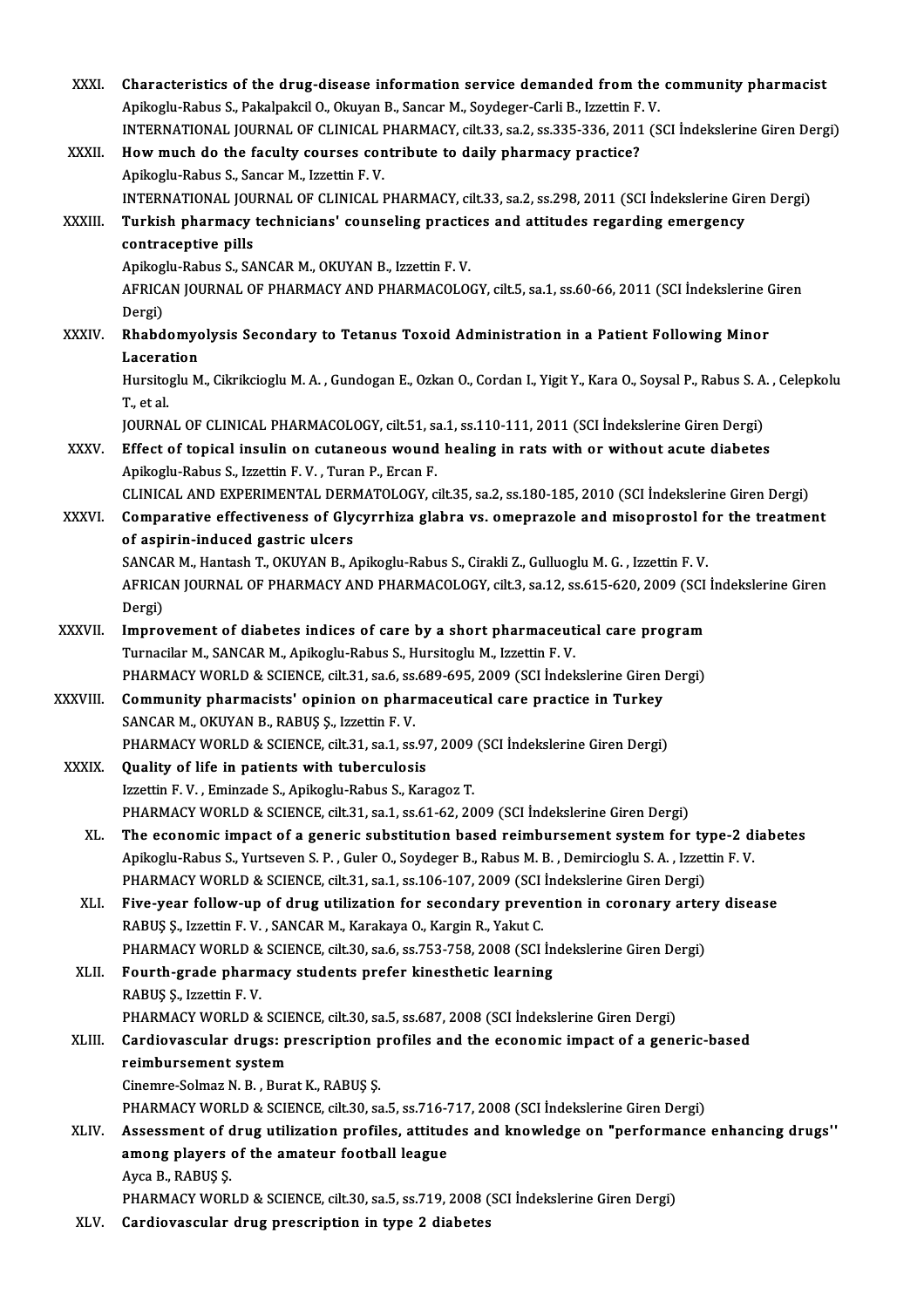XXXI. **Characteristics of the drug-disease information service demanded from the community pharmacist**
Apikoglu-Rabus S., Pakalpakcil O., Okuyan B., Sancar M., Soydeger-Carli B., Izzettin F. V.
INTERNATIONAL JOURNAL OF CLINICAL PHARMACY, cilt.33, sa.2, ss.335-336, 2011 (SCI İndekslerine Giren Dergi)

XXXII. **How much do the faculty courses contribute to daily pharmacy practice?**
Apikoglu-Rabus S., Sancar M., Izzettin F. V.
INTERNATIONAL JOURNAL OF CLINICAL PHARMACY, cilt.33, sa.2, ss.298, 2011 (SCI İndekslerine Giren Dergi)

XXXIII. **Turkish pharmacy technicians' counseling practices and attitudes regarding emergency contraceptive pills**
Apikoglu-Rabus S., SANCAR M., OKUYAN B., Izzettin F. V.
AFRICAN JOURNAL OF PHARMACY AND PHARMACOLOGY, cilt.5, sa.1, ss.60-66, 2011 (SCI İndekslerine Giren Dergi)

XXXIV. **Rhabdomyolysis Secondary to Tetanus Toxoid Administration in a Patient Following Minor Laceration**
Hursitoglu M., Cikrikcioglu M. A. , Gundogan E., Ozkan O., Cordan I., Yigit Y., Kara O., Soysal P., Rabus S. A. , Celepkolu T., et al.
JOURNAL OF CLINICAL PHARMACOLOGY, cilt.51, sa.1, ss.110-111, 2011 (SCI İndekslerine Giren Dergi)

XXXV. **Effect of topical insulin on cutaneous wound healing in rats with or without acute diabetes**
Apikoglu-Rabus S., Izzettin F. V. , Turan P., Ercan F.
CLINICAL AND EXPERIMENTAL DERMATOLOGY, cilt.35, sa.2, ss.180-185, 2010 (SCI İndekslerine Giren Dergi)

XXXVI. **Comparative effectiveness of Glycyrrhiza glabra vs. omeprazole and misoprostol for the treatment of aspirin-induced gastric ulcers**
SANCAR M., Hantash T., OKUYAN B., Apikoglu-Rabus S., Cirakli Z., Gulluoglu M. G. , Izzettin F. V.
AFRICAN JOURNAL OF PHARMACY AND PHARMACOLOGY, cilt.3, sa.12, ss.615-620, 2009 (SCI İndekslerine Giren Dergi)

XXXVII. **Improvement of diabetes indices of care by a short pharmaceutical care program**
Turnacilar M., SANCAR M., Apikoglu-Rabus S., Hursitoglu M., Izzettin F. V.
PHARMACY WORLD & SCIENCE, cilt.31, sa.6, ss.689-695, 2009 (SCI İndekslerine Giren Dergi)

XXXVIII. **Community pharmacists' opinion on pharmaceutical care practice in Turkey**
SANCAR M., OKUYAN B., RABUŞ Ş., Izzettin F. V.
PHARMACY WORLD & SCIENCE, cilt.31, sa.1, ss.97, 2009 (SCI İndekslerine Giren Dergi)

XXXIX. **Quality of life in patients with tuberculosis**
Izzettin F. V. , Eminzade S., Apikoglu-Rabus S., Karagoz T.
PHARMACY WORLD & SCIENCE, cilt.31, sa.1, ss.61-62, 2009 (SCI İndekslerine Giren Dergi)

XL. **The economic impact of a generic substitution based reimbursement system for type-2 diabetes**
Apikoglu-Rabus S., Yurtseven S. P. , Guler O., Soydeger B., Rabus M. B. , Demircioglu S. A. , Izzettin F. V.
PHARMACY WORLD & SCIENCE, cilt.31, sa.1, ss.106-107, 2009 (SCI İndekslerine Giren Dergi)

XLI. **Five-year follow-up of drug utilization for secondary prevention in coronary artery disease**
RABUŞ Ş., Izzettin F. V. , SANCAR M., Karakaya O., Kargin R., Yakut C.
PHARMACY WORLD & SCIENCE, cilt.30, sa.6, ss.753-758, 2008 (SCI İndekslerine Giren Dergi)

XLII. **Fourth-grade pharmacy students prefer kinesthetic learning**
RABUŞ Ş., Izzettin F. V.
PHARMACY WORLD & SCIENCE, cilt.30, sa.5, ss.687, 2008 (SCI İndekslerine Giren Dergi)

XLIII. **Cardiovascular drugs: prescription profiles and the economic impact of a generic-based reimbursement system**
Cinemre-Solmaz N. B. , Burat K., RABUŞ Ş.
PHARMACY WORLD & SCIENCE, cilt.30, sa.5, ss.716-717, 2008 (SCI İndekslerine Giren Dergi)

XLIV. **Assessment of drug utilization profiles, attitudes and knowledge on "performance enhancing drugs" among players of the amateur football league**
Ayca B., RABUŞ Ş.
PHARMACY WORLD & SCIENCE, cilt.30, sa.5, ss.719, 2008 (SCI İndekslerine Giren Dergi)

XLV. **Cardiovascular drug prescription in type 2 diabetes**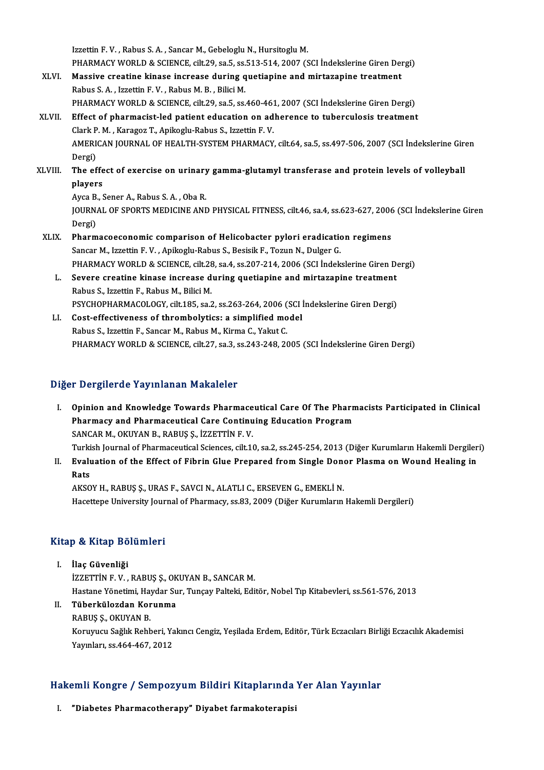Izzettin F. V. , Rabus S. A. , Sancar M., Gebeloglu N., Hursitoglu M.
PHARMACY WORLD & SCIENCE, cilt.29, sa.5, ss.513-514, 2007 (SCI İndekslerine Giren Dergi)

XLVI. **Massive creatine kinase increase during quetiapine and mirtazapine treatment**
Rabus S. A. , Izzettin F. V. , Rabus M. B. , Bilici M.
PHARMACY WORLD & SCIENCE, cilt.29, sa.5, ss.460-461, 2007 (SCI İndekslerine Giren Dergi)

XLVII. **Effect of pharmacist-led patient education on adherence to tuberculosis treatment**
Clark P. M. , Karagoz T., Apikoglu-Rabus S., Izzettin F. V.
AMERICAN JOURNAL OF HEALTH-SYSTEM PHARMACY, cilt.64, sa.5, ss.497-506, 2007 (SCI İndekslerine Giren Dergi)

XLVIII. **The effect of exercise on urinary gamma-glutamyl transferase and protein levels of volleyball players**
Ayca B., Sener A., Rabus S. A. , Oba R.
JOURNAL OF SPORTS MEDICINE AND PHYSICAL FITNESS, cilt.46, sa.4, ss.623-627, 2006 (SCI İndekslerine Giren Dergi)

XLIX. **Pharmacoeconomic comparison of Helicobacter pylori eradication regimens**
Sancar M., Izzettin F. V. , Apikoglu-Rabus S., Besisik F., Tozun N., Dulger G.
PHARMACY WORLD & SCIENCE, cilt.28, sa.4, ss.207-214, 2006 (SCI İndekslerine Giren Dergi)

L. **Severe creatine kinase increase during quetiapine and mirtazapine treatment**
Rabus S., Izzettin F., Rabus M., Bilici M.
PSYCHOPHARMACOLOGY, cilt.185, sa.2, ss.263-264, 2006 (SCI İndekslerine Giren Dergi)

LI. **Cost-effectiveness of thrombolytics: a simplified model**
Rabus S., Izzettin F., Sancar M., Rabus M., Kirma C., Yakut C.
PHARMACY WORLD & SCIENCE, cilt.27, sa.3, ss.243-248, 2005 (SCI İndekslerine Giren Dergi)

## Diğer Dergilerde Yayınlanan Makaleler

I. **Opinion and Knowledge Towards Pharmaceutical Care Of The Pharmacists Participated in Clinical Pharmacy and Pharmaceutical Care Continuing Education Program**
SANCAR M., OKUYAN B., RABUŞ Ş., İZZETTİN F. V.
Turkish Journal of Pharmaceutical Sciences, cilt.10, sa.2, ss.245-254, 2013 (Diğer Kurumların Hakemli Dergileri)

II. **Evaluation of the Effect of Fibrin Glue Prepared from Single Donor Plasma on Wound Healing in Rats**
AKSOY H., RABUŞ Ş., URAS F., SAVCI N., ALATLI C., ERSEVEN G., EMEKLİ N.
Hacettepe University Journal of Pharmacy, ss.83, 2009 (Diğer Kurumların Hakemli Dergileri)

## Kitap & Kitap Bölümleri

I. **İlaç Güvenliği**
İZZETTİN F. V. , RABUŞ Ş., OKUYAN B., SANCAR M.
Hastane Yönetimi, Haydar Sur, Tunçay Palteki, Editör, Nobel Tıp Kitabevleri, ss.561-576, 2013

II. **Tüberkülozdan Korunma**
RABUŞ Ş., OKUYAN B.
Koruyucu Sağlık Rehberi, Yakıncı Cengiz, Yeşilada Erdem, Editör, Türk Eczacıları Birliği Eczacılık Akademisi Yayınları, ss.464-467, 2012

## Hakemli Kongre / Sempozyum Bildiri Kitaplarında Yer Alan Yayınlar

I. **"Diabetes Pharmacotherapy" Diyabet farmakoterapisi**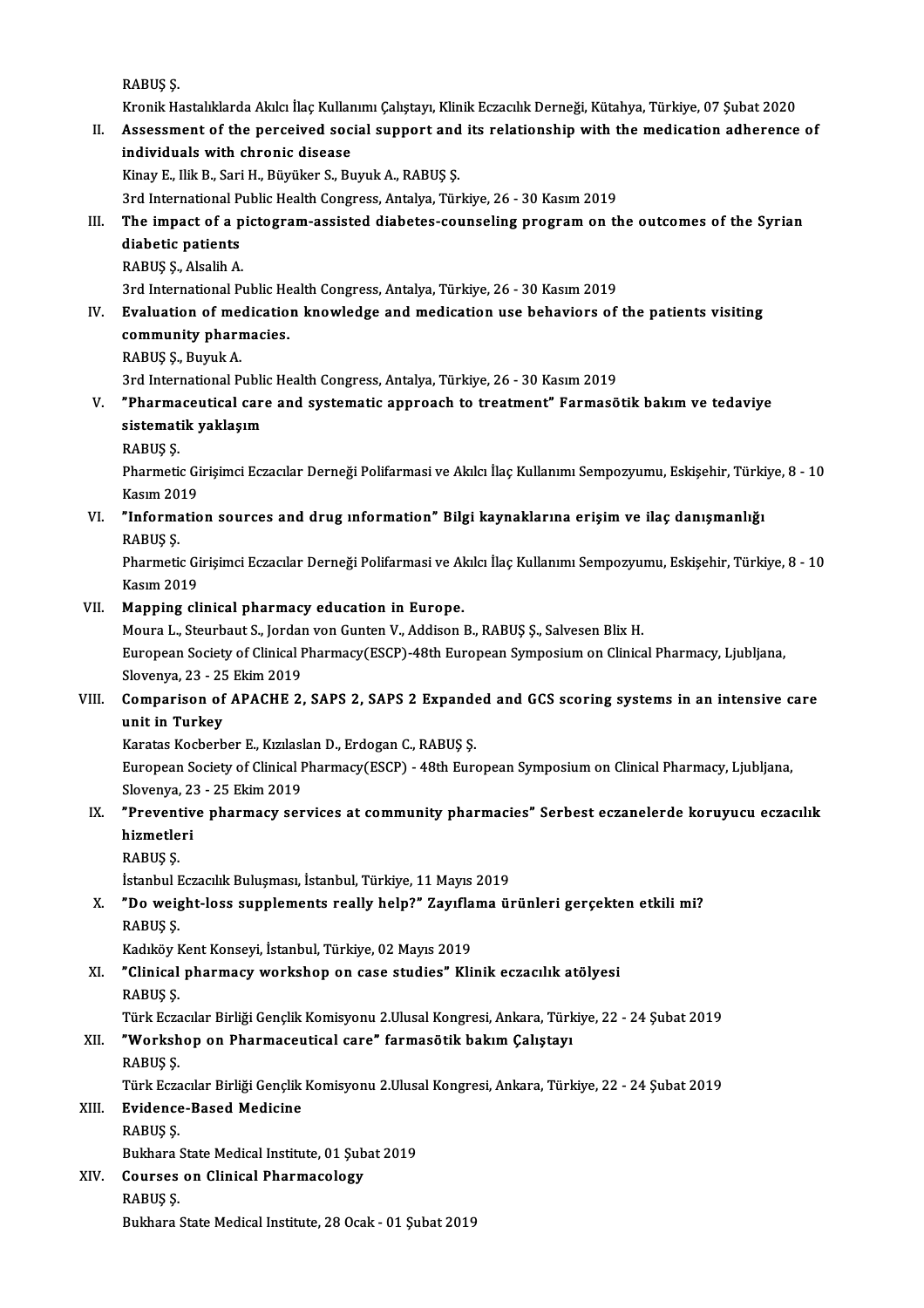RABUŞ Ş.
Kronik Hastalıklarda Akılcı İlaç Kullanımı Çalıştayı, Klinik Eczacılık Derneği, Kütahya, Türkiye, 07 Şubat 2020

II. **Assessment of the perceived social support and its relationship with the medication adherence of individuals with chronic disease**
Kinay E., Ilik B., Sari H., Büyüker S., Buyuk A., RABUŞ Ş.
3rd International Public Health Congress, Antalya, Türkiye, 26 - 30 Kasım 2019

III. **The impact of a pictogram-assisted diabetes-counseling program on the outcomes of the Syrian diabetic patients**
RABUŞ Ş., Alsalih A.
3rd International Public Health Congress, Antalya, Türkiye, 26 - 30 Kasım 2019

IV. **Evaluation of medication knowledge and medication use behaviors of the patients visiting community pharmacies.**
RABUŞ Ş., Buyuk A.
3rd International Public Health Congress, Antalya, Türkiye, 26 - 30 Kasım 2019

V. **"Pharmaceutical care and systematic approach to treatment" Farmasötik bakım ve tedaviye sistematik yaklaşım**
RABUŞ Ş.
Pharmetic Girişimci Eczacılar Derneği Polifarmasi ve Akılcı İlaç Kullanımı Sempozyumu, Eskişehir, Türkiye, 8 - 10 Kasım 2019

VI. **"Information sources and drug ınformation" Bilgi kaynaklarına erişim ve ilaç danışmanlığı**
RABUŞ Ş.
Pharmetic Girişimci Eczacılar Derneği Polifarmasi ve Akılcı İlaç Kullanımı Sempozyumu, Eskişehir, Türkiye, 8 - 10 Kasım 2019

VII. **Mapping clinical pharmacy education in Europe.**
Moura L., Steurbaut S., Jordan von Gunten V., Addison B., RABUŞ Ş., Salvesen Blix H.
European Society of Clinical Pharmacy(ESCP)-48th European Symposium on Clinical Pharmacy, Ljubljana, Slovenya, 23 - 25 Ekim 2019

VIII. **Comparison of APACHE 2, SAPS 2, SAPS 2 Expanded and GCS scoring systems in an intensive care unit in Turkey**
Karatas Kocberber E., Kızılaslan D., Erdogan C., RABUŞ Ş.
European Society of Clinical Pharmacy(ESCP) - 48th European Symposium on Clinical Pharmacy, Ljubljana, Slovenya, 23 - 25 Ekim 2019

IX. **"Preventive pharmacy services at community pharmacies" Serbest eczanelerde koruyucu eczacılık hizmetleri**
RABUŞ Ş.
İstanbul Eczacılık Buluşması, İstanbul, Türkiye, 11 Mayıs 2019

X. **"Do weight-loss supplements really help?" Zayıflama ürünleri gerçekten etkili mi?**
RABUŞ Ş.
Kadıköy Kent Konseyi, İstanbul, Türkiye, 02 Mayıs 2019

XI. **"Clinical pharmacy workshop on case studies" Klinik eczacılık atölyesi**
RABUŞ Ş.
Türk Eczacılar Birliği Gençlik Komisyonu 2.Ulusal Kongresi, Ankara, Türkiye, 22 - 24 Şubat 2019

XII. **"Workshop on Pharmaceutical care" farmasötik bakım Çalıştayı**
RABUŞ Ş.
Türk Eczacılar Birliği Gençlik Komisyonu 2.Ulusal Kongresi, Ankara, Türkiye, 22 - 24 Şubat 2019

XIII. **Evidence-Based Medicine**
RABUŞ Ş.
Bukhara State Medical Institute, 01 Şubat 2019

XIV. **Courses on Clinical Pharmacology**
RABUŞ Ş.
Bukhara State Medical Institute, 28 Ocak - 01 Şubat 2019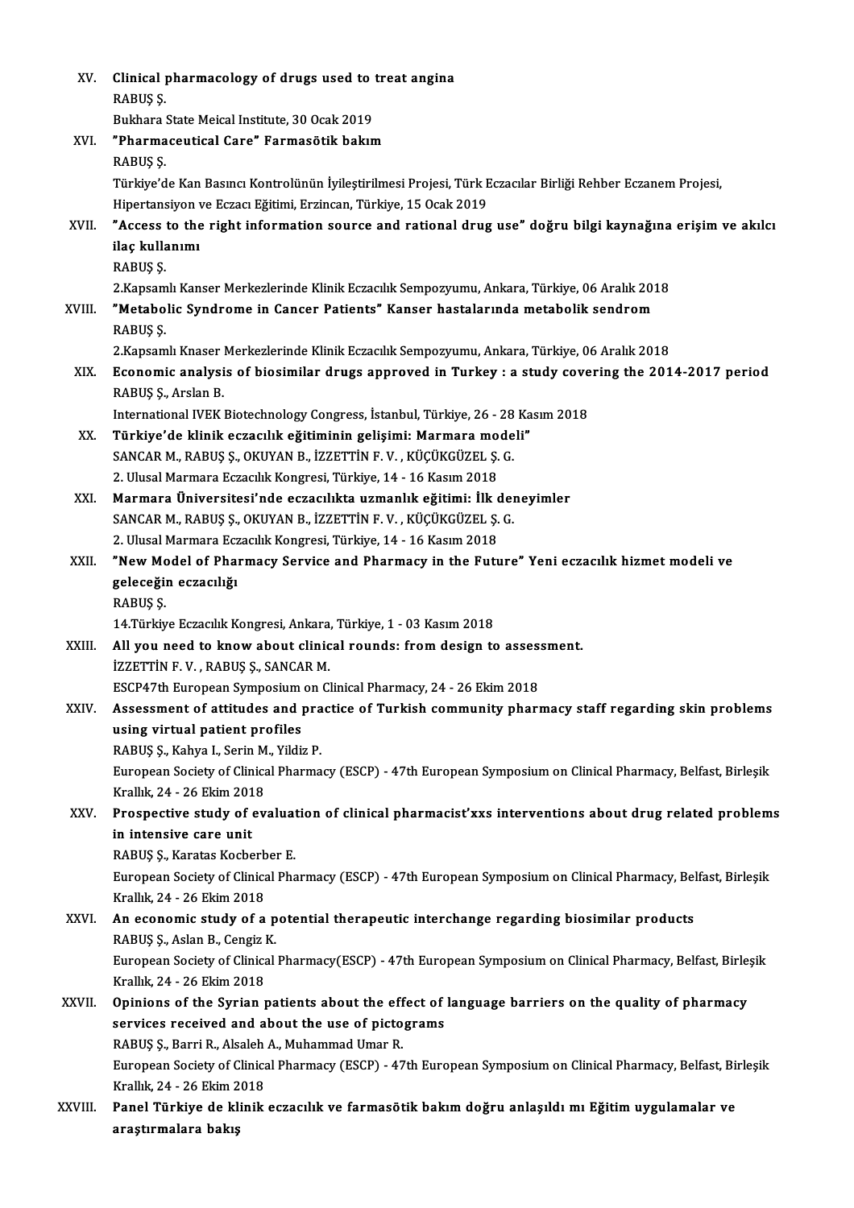XV. **Clinical pharmacology of drugs used to treat angina**
RABUŞ Ş.
Bukhara State Meical Institute, 30 Ocak 2019

XVI. **"Pharmaceutical Care" Farmasötik bakım**
RABUŞ Ş.
Türkiye'de Kan Basıncı Kontrolünün İyileştirilmesi Projesi, Türk Eczacılar Birliği Rehber Eczanem Projesi, Hipertansiyon ve Eczacı Eğitimi, Erzincan, Türkiye, 15 Ocak 2019

XVII. **"Access to the right information source and rational drug use" doğru bilgi kaynağına erişim ve akılcı ilaç kullanımı**
RABUŞ Ş.
2.Kapsamlı Kanser Merkezlerinde Klinik Eczacılık Sempozyumu, Ankara, Türkiye, 06 Aralık 2018

XVIII. **"Metabolic Syndrome in Cancer Patients" Kanser hastalarında metabolik sendrom**
RABUŞ Ş.
2.Kapsamlı Knaser Merkezlerinde Klinik Eczacılık Sempozyumu, Ankara, Türkiye, 06 Aralık 2018

XIX. **Economic analysis of biosimilar drugs approved in Turkey : a study covering the 2014-2017 period**
RABUŞ Ş., Arslan B.
International IVEK Biotechnology Congress, İstanbul, Türkiye, 26 - 28 Kasım 2018

XX. **Türkiye'de klinik eczacılık eğitiminin gelişimi: Marmara modeli"**
SANCAR M., RABUŞ Ş., OKUYAN B., İZZETTİN F. V. , KÜÇÜKGÜZEL Ş. G.
2. Ulusal Marmara Eczacılık Kongresi, Türkiye, 14 - 16 Kasım 2018

XXI. **Marmara Üniversitesi'nde eczacılıkta uzmanlık eğitimi: İlk deneyimler**
SANCAR M., RABUŞ Ş., OKUYAN B., İZZETTİN F. V. , KÜÇÜKGÜZEL Ş. G.
2. Ulusal Marmara Eczacılık Kongresi, Türkiye, 14 - 16 Kasım 2018

XXII. **"New Model of Pharmacy Service and Pharmacy in the Future" Yeni eczacılık hizmet modeli ve geleceğin eczacılığı**
RABUŞ Ş.
14.Türkiye Eczacılık Kongresi, Ankara, Türkiye, 1 - 03 Kasım 2018

XXIII. **All you need to know about clinical rounds: from design to assessment.**
İZZETTİN F. V. , RABUŞ Ş., SANCAR M.
ESCP47th European Symposium on Clinical Pharmacy, 24 - 26 Ekim 2018

XXIV. **Assessment of attitudes and practice of Turkish community pharmacy staff regarding skin problems using virtual patient profiles**
RABUŞ Ş., Kahya I., Serin M., Yildiz P.
European Society of Clinical Pharmacy (ESCP) - 47th European Symposium on Clinical Pharmacy, Belfast, Birleşik Krallık, 24 - 26 Ekim 2018

XXV. **Prospective study of evaluation of clinical pharmacist'xxs interventions about drug related problems in intensive care unit**
RABUŞ Ş., Karatas Kocberber E.
European Society of Clinical Pharmacy (ESCP) - 47th European Symposium on Clinical Pharmacy, Belfast, Birleşik Krallık, 24 - 26 Ekim 2018

XXVI. **An economic study of a potential therapeutic interchange regarding biosimilar products**
RABUŞ Ş., Aslan B., Cengiz K.
European Society of Clinical Pharmacy(ESCP) - 47th European Symposium on Clinical Pharmacy, Belfast, Birleşik Krallık, 24 - 26 Ekim 2018

XXVII. **Opinions of the Syrian patients about the effect of language barriers on the quality of pharmacy services received and about the use of pictograms**
RABUŞ Ş., Barri R., Alsaleh A., Muhammad Umar R.
European Society of Clinical Pharmacy (ESCP) - 47th European Symposium on Clinical Pharmacy, Belfast, Birleşik Krallık, 24 - 26 Ekim 2018

XXVIII. **Panel Türkiye de klinik eczacılık ve farmasötik bakım doğru anlaşıldı mı Eğitim uygulamalar ve araştırmalara bakış**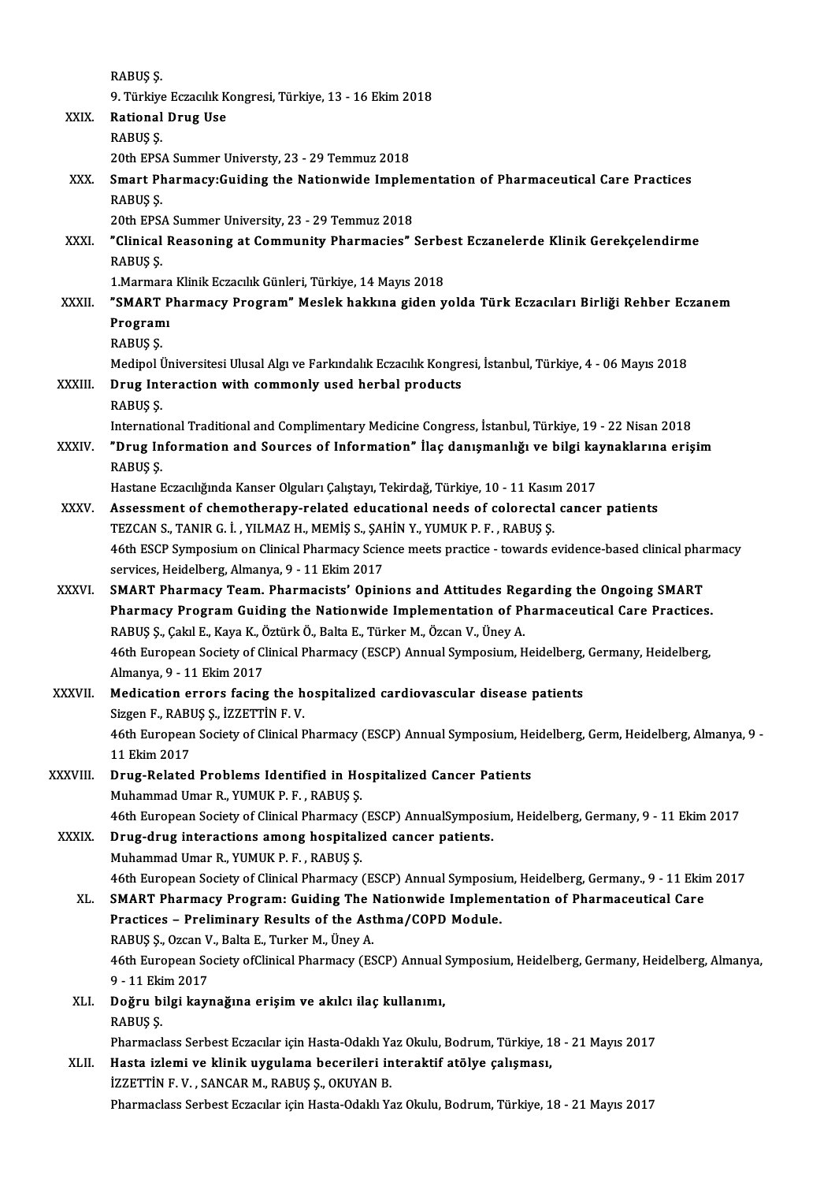RABUŞ Ş.
9. Türkiye Eczacılık Kongresi, Türkiye, 13 - 16 Ekim 2018

XXIX. **Rational Drug Use**
RABUŞ Ş.
20th EPSA Summer Universty, 23 - 29 Temmuz 2018

XXX. **Smart Pharmacy:Guiding the Nationwide Implementation of Pharmaceutical Care Practices**
RABUŞ Ş.
20th EPSA Summer University, 23 - 29 Temmuz 2018

XXXI. **"Clinical Reasoning at Community Pharmacies" Serbest Eczanelerde Klinik Gerekçelendirme**
RABUŞ Ş.
1.Marmara Klinik Eczacılık Günleri, Türkiye, 14 Mayıs 2018

XXXII. **"SMART Pharmacy Program" Meslek hakkına giden yolda Türk Eczacıları Birliği Rehber Eczanem Programı**
RABUŞ Ş.
Medipol Üniversitesi Ulusal Algı ve Farkındalık Eczacılık Kongresi, İstanbul, Türkiye, 4 - 06 Mayıs 2018

XXXIII. **Drug Interaction with commonly used herbal products**
RABUŞ Ş.
International Traditional and Complimentary Medicine Congress, İstanbul, Türkiye, 19 - 22 Nisan 2018

XXXIV. **"Drug Information and Sources of Information" İlaç danışmanlığı ve bilgi kaynaklarına erişim**
RABUŞ Ş.
Hastane Eczacılığında Kanser Olguları Çalıştayı, Tekirdağ, Türkiye, 10 - 11 Kasım 2017

XXXV. **Assessment of chemotherapy-related educational needs of colorectal cancer patients**
TEZCAN S., TANIR G. İ. , YILMAZ H., MEMİŞ S., ŞAHİN Y., YUMUK P. F. , RABUŞ Ş.
46th ESCP Symposium on Clinical Pharmacy Science meets practice - towards evidence-based clinical pharmacy services, Heidelberg, Almanya, 9 - 11 Ekim 2017

XXXVI. **SMART Pharmacy Team. Pharmacists' Opinions and Attitudes Regarding the Ongoing SMART Pharmacy Program Guiding the Nationwide Implementation of Pharmaceutical Care Practices.**
RABUŞ Ş., Çakıl E., Kaya K., Öztürk Ö., Balta E., Türker M., Özcan V., Üney A.
46th European Society of Clinical Pharmacy (ESCP) Annual Symposium, Heidelberg, Germany, Heidelberg, Almanya, 9 - 11 Ekim 2017

XXXVII. **Medication errors facing the hospitalized cardiovascular disease patients**
Sizgen F., RABUŞ Ş., İZZETTİN F. V.
46th European Society of Clinical Pharmacy (ESCP) Annual Symposium, Heidelberg, Germ, Heidelberg, Almanya, 9 - 11 Ekim 2017

XXXVIII. **Drug-Related Problems Identified in Hospitalized Cancer Patients**
Muhammad Umar R., YUMUK P. F. , RABUŞ Ş.
46th European Society of Clinical Pharmacy (ESCP) AnnualSymposium, Heidelberg, Germany, 9 - 11 Ekim 2017

XXXIX. **Drug-drug interactions among hospitalized cancer patients.**
Muhammad Umar R., YUMUK P. F. , RABUŞ Ş.
46th European Society of Clinical Pharmacy (ESCP) Annual Symposium, Heidelberg, Germany., 9 - 11 Ekim 2017

XL. **SMART Pharmacy Program: Guiding The Nationwide Implementation of Pharmaceutical Care Practices – Preliminary Results of the Asthma/COPD Module.**
RABUŞ Ş., Ozcan V., Balta E., Turker M., Üney A.
46th European Society ofClinical Pharmacy (ESCP) Annual Symposium, Heidelberg, Germany, Heidelberg, Almanya, 9 - 11 Ekim 2017

XLI. **Doğru bilgi kaynağına erişim ve akılcı ilaç kullanımı,**
RABUŞ Ş.
Pharmaclass Serbest Eczacılar için Hasta-Odaklı Yaz Okulu, Bodrum, Türkiye, 18 - 21 Mayıs 2017

XLII. **Hasta izlemi ve klinik uygulama becerileri interaktif atölye çalışması,**
İZZETTİN F. V. , SANCAR M., RABUŞ Ş., OKUYAN B.
Pharmaclass Serbest Eczacılar için Hasta-Odaklı Yaz Okulu, Bodrum, Türkiye, 18 - 21 Mayıs 2017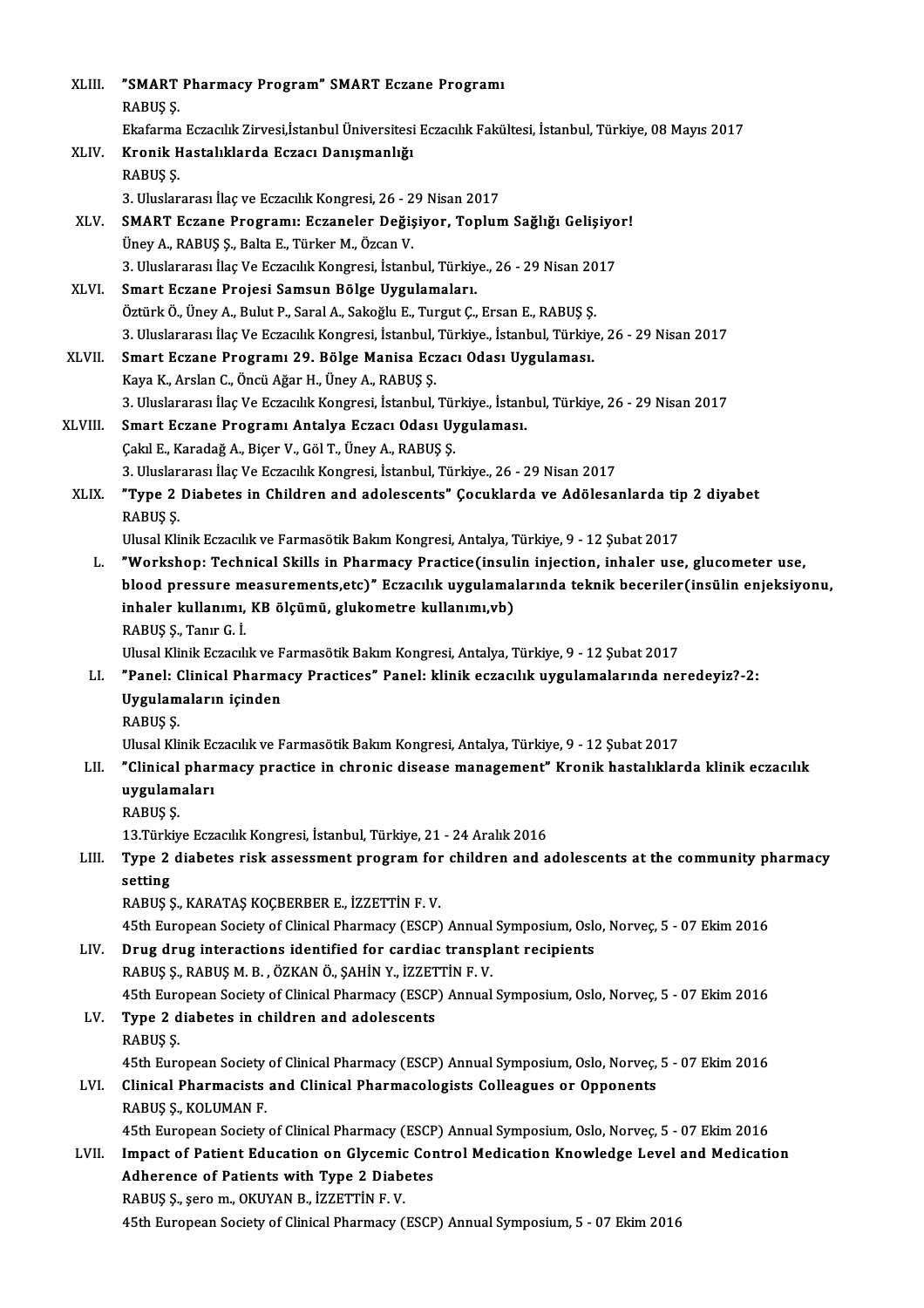XLIII. **"SMART Pharmacy Program" SMART Eczane Programı**
RABUŞ Ş.
Ekafarma Eczacılık Zirvesi,İstanbul Üniversitesi Eczacılık Fakültesi, İstanbul, Türkiye, 08 Mayıs 2017

XLIV. **Kronik Hastalıklarda Eczacı Danışmanlığı**
RABUŞ Ş.
3. Uluslararası İlaç ve Eczacılık Kongresi, 26 - 29 Nisan 2017

XLV. **SMART Eczane Programı: Eczaneler Değişiyor, Toplum Sağlığı Gelişiyor!**
Üney A., RABUŞ Ş., Balta E., Türker M., Özcan V.
3. Uluslararası İlaç Ve Eczacılık Kongresi, İstanbul, Türkiye., 26 - 29 Nisan 2017

XLVI. **Smart Eczane Projesi Samsun Bölge Uygulamaları.**
Öztürk Ö., Üney A., Bulut P., Saral A., Sakoğlu E., Turgut Ç., Ersan E., RABUŞ Ş.
3. Uluslararası İlaç Ve Eczacılık Kongresi, İstanbul, Türkiye., İstanbul, Türkiye, 26 - 29 Nisan 2017

XLVII. **Smart Eczane Programı 29. Bölge Manisa Eczacı Odası Uygulaması.**
Kaya K., Arslan C., Öncü Ağar H., Üney A., RABUŞ Ş.
3. Uluslararası İlaç Ve Eczacılık Kongresi, İstanbul, Türkiye., İstanbul, Türkiye, 26 - 29 Nisan 2017

XLVIII. **Smart Eczane Programı Antalya Eczacı Odası Uygulaması.**
Çakıl E., Karadağ A., Biçer V., Göl T., Üney A., RABUŞ Ş.
3. Uluslararası İlaç Ve Eczacılık Kongresi, İstanbul, Türkiye., 26 - 29 Nisan 2017

XLIX. **"Type 2 Diabetes in Children and adolescents" Çocuklarda ve Adölesanlarda tip 2 diyabet**
RABUŞ Ş.
Ulusal Klinik Eczacılık ve Farmasötik Bakım Kongresi, Antalya, Türkiye, 9 - 12 Şubat 2017

L. **"Workshop: Technical Skills in Pharmacy Practice(insulin injection, inhaler use, glucometer use, blood pressure measurements,etc)" Eczacılık uygulamalarında teknik beceriler(insülin enjeksiyonu, inhaler kullanımı, KB ölçümü, glukometre kullanımı,vb)**
RABUŞ Ş., Tanır G. İ.
Ulusal Klinik Eczacılık ve Farmasötik Bakım Kongresi, Antalya, Türkiye, 9 - 12 Şubat 2017

LI. **"Panel: Clinical Pharmacy Practices" Panel: klinik eczacılık uygulamalarında neredeyiz?-2: Uygulamaların içinden**
RABUŞ Ş.
Ulusal Klinik Eczacılık ve Farmasötik Bakım Kongresi, Antalya, Türkiye, 9 - 12 Şubat 2017

LII. **"Clinical pharmacy practice in chronic disease management" Kronik hastalıklarda klinik eczacılık uygulamaları**
RABUŞ Ş.
13.Türkiye Eczacılık Kongresi, İstanbul, Türkiye, 21 - 24 Aralık 2016

LIII. **Type 2 diabetes risk assessment program for children and adolescents at the community pharmacy setting**
RABUŞ Ş., KARATAŞ KOÇBERBER E., İZZETTİN F. V.
45th European Society of Clinical Pharmacy (ESCP) Annual Symposium, Oslo, Norveç, 5 - 07 Ekim 2016

LIV. **Drug drug interactions identified for cardiac transplant recipients**
RABUŞ Ş., RABUŞ M. B. , ÖZKAN Ö., ŞAHİN Y., İZZETTİN F. V.
45th European Society of Clinical Pharmacy (ESCP) Annual Symposium, Oslo, Norveç, 5 - 07 Ekim 2016

LV. **Type 2 diabetes in children and adolescents**
RABUŞ Ş.
45th European Society of Clinical Pharmacy (ESCP) Annual Symposium, Oslo, Norveç, 5 - 07 Ekim 2016

LVI. **Clinical Pharmacists and Clinical Pharmacologists Colleagues or Opponents**
RABUŞ Ş., KOLUMAN F.
45th European Society of Clinical Pharmacy (ESCP) Annual Symposium, Oslo, Norveç, 5 - 07 Ekim 2016

LVII. **Impact of Patient Education on Glycemic Control Medication Knowledge Level and Medication Adherence of Patients with Type 2 Diabetes**
RABUŞ Ş., şero m., OKUYAN B., İZZETTİN F. V.
45th European Society of Clinical Pharmacy (ESCP) Annual Symposium, 5 - 07 Ekim 2016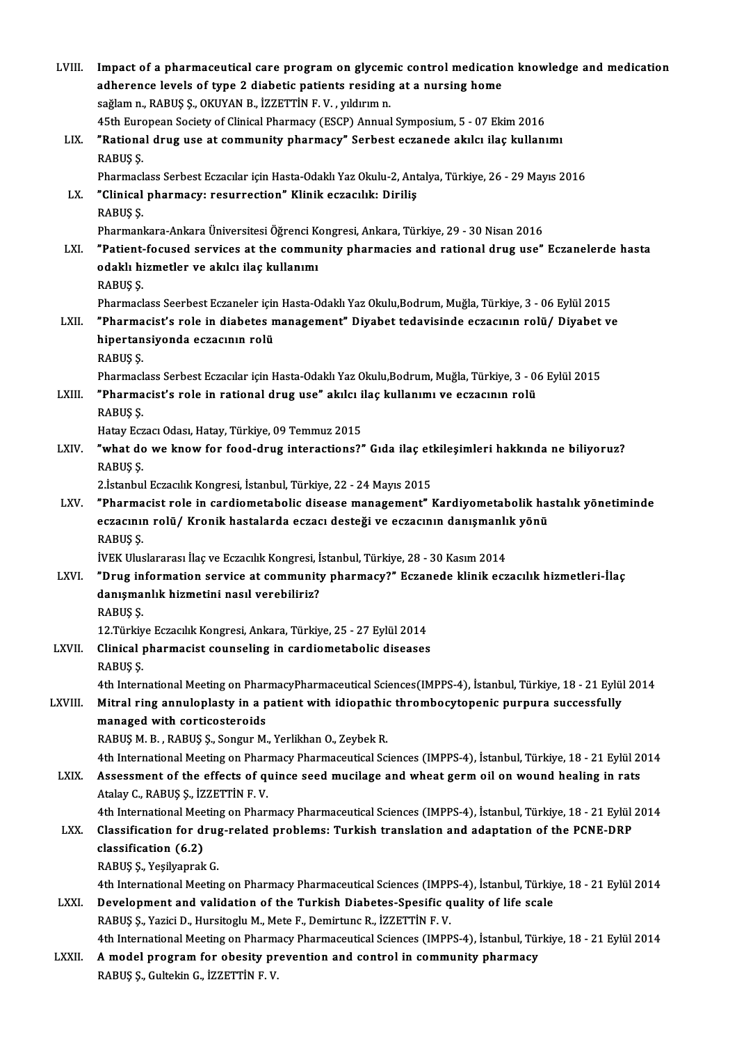LVIII. **Impact of a pharmaceutical care program on glycemic control medication knowledge and medication adherence levels of type 2 diabetic patients residing at a nursing home**
sağlam n., RABUŞ Ş., OKUYAN B., İZZETTİN F. V. , yıldırım n.
45th European Society of Clinical Pharmacy (ESCP) Annual Symposium, 5 - 07 Ekim 2016

LIX. **"Rational drug use at community pharmacy" Serbest eczanede akılcı ilaç kullanımı**
RABUŞ Ş.
Pharmaclass Serbest Eczacılar için Hasta-Odaklı Yaz Okulu-2, Antalya, Türkiye, 26 - 29 Mayıs 2016

LX. **"Clinical pharmacy: resurrection" Klinik eczacılık: Diriliş**
RABUŞ Ş.
Pharmankara-Ankara Üniversitesi Öğrenci Kongresi, Ankara, Türkiye, 29 - 30 Nisan 2016

LXI. **"Patient-focused services at the community pharmacies and rational drug use" Eczanelerde hasta odaklı hizmetler ve akılcı ilaç kullanımı**
RABUŞ Ş.
Pharmaclass Seerbest Eczaneler için Hasta-Odaklı Yaz Okulu,Bodrum, Muğla, Türkiye, 3 - 06 Eylül 2015

LXII. **"Pharmacist's role in diabetes management" Diyabet tedavisinde eczacının rolü/ Diyabet ve hipertansiyonda eczacının rolü**
RABUŞ Ş.
Pharmaclass Serbest Eczacılar için Hasta-Odaklı Yaz Okulu,Bodrum, Muğla, Türkiye, 3 - 06 Eylül 2015

LXIII. **"Pharmacist's role in rational drug use" akılcı ilaç kullanımı ve eczacının rolü**
RABUŞ Ş.
Hatay Eczacı Odası, Hatay, Türkiye, 09 Temmuz 2015

LXIV. **"what do we know for food-drug interactions?" Gıda ilaç etkileşimleri hakkında ne biliyoruz?**
RABUŞ Ş.
2.İstanbul Eczacılık Kongresi, İstanbul, Türkiye, 22 - 24 Mayıs 2015

LXV. **"Pharmacist role in cardiometabolic disease management" Kardiyometabolik hastalık yönetiminde eczacının rolü/ Kronik hastalarda eczacı desteği ve eczacının danışmanlık yönü**
RABUŞ Ş.
İVEK Uluslararası İlaç ve Eczacılık Kongresi, İstanbul, Türkiye, 28 - 30 Kasım 2014

LXVI. **"Drug information service at community pharmacy?" Eczanede klinik eczacılık hizmetleri-İlaç danışmanlık hizmetini nasıl verebiliriz?**
RABUŞ Ş.
12.Türkiye Eczacılık Kongresi, Ankara, Türkiye, 25 - 27 Eylül 2014

LXVII. **Clinical pharmacist counseling in cardiometabolic diseases**
RABUŞ Ş.
4th International Meeting on PharmacyPharmaceutical Sciences(IMPPS-4), İstanbul, Türkiye, 18 - 21 Eylül 2014

LXVIII. **Mitral ring annuloplasty in a patient with idiopathic thrombocytopenic purpura successfully managed with corticosteroids**
RABUŞ M. B. , RABUŞ Ş., Songur M., Yerlikhan O., Zeybek R.
4th International Meeting on Pharmacy Pharmaceutical Sciences (IMPPS-4), İstanbul, Türkiye, 18 - 21 Eylül 2014

LXIX. **Assessment of the effects of quince seed mucilage and wheat germ oil on wound healing in rats**
Atalay C., RABUŞ Ş., İZZETTİN F. V.
4th International Meeting on Pharmacy Pharmaceutical Sciences (IMPPS-4), İstanbul, Türkiye, 18 - 21 Eylül 2014

LXX. **Classification for drug-related problems: Turkish translation and adaptation of the PCNE-DRP classification (6.2)**
RABUŞ Ş., Yeşilyaprak G.
4th International Meeting on Pharmacy Pharmaceutical Sciences (IMPPS-4), İstanbul, Türkiye, 18 - 21 Eylül 2014

LXXI. **Development and validation of the Turkish Diabetes-Spesific quality of life scale**
RABUŞ Ş., Yazici D., Hursitoglu M., Mete F., Demirtunc R., İZZETTİN F. V.
4th International Meeting on Pharmacy Pharmaceutical Sciences (IMPPS-4), İstanbul, Türkiye, 18 - 21 Eylül 2014

LXXII. **A model program for obesity prevention and control in community pharmacy**
RABUŞ Ş., Gultekin G., İZZETTİN F. V.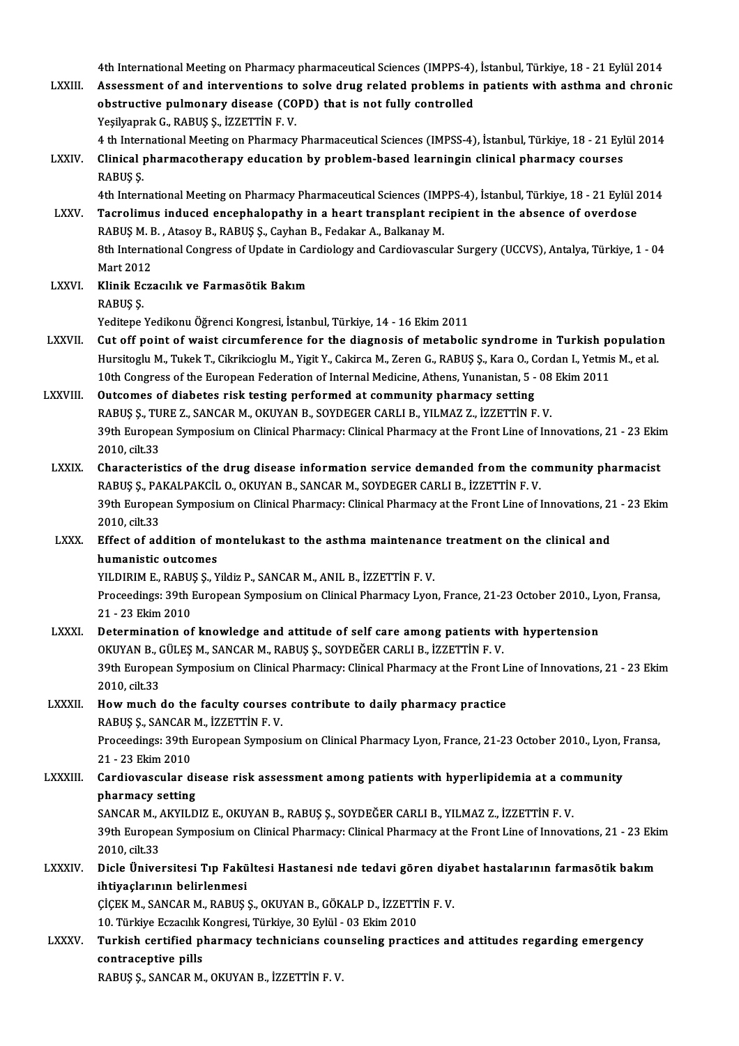4th International Meeting on Pharmacy pharmaceutical Sciences (IMPPS-4), İstanbul, Türkiye, 18 - 21 Eylül 2014

LXXIII. **Assessment of and interventions to solve drug related problems in patients with asthma and chronic obstructive pulmonary disease (COPD) that is not fully controlled**
Yeşilyaprak G., RABUŞ Ş., İZZETTİN F. V.
4 th International Meeting on Pharmacy Pharmaceutical Sciences (IMPSS-4), İstanbul, Türkiye, 18 - 21 Eylül 2014

LXXIV. **Clinical pharmacotherapy education by problem-based learningin clinical pharmacy courses**
RABUŞ Ş.
4th International Meeting on Pharmacy Pharmaceutical Sciences (IMPPS-4), İstanbul, Türkiye, 18 - 21 Eylül 2014

LXXV. **Tacrolimus induced encephalopathy in a heart transplant recipient in the absence of overdose**
RABUŞ M. B. , Atasoy B., RABUŞ Ş., Cayhan B., Fedakar A., Balkanay M.
8th International Congress of Update in Cardiology and Cardiovascular Surgery (UCCVS), Antalya, Türkiye, 1 - 04 Mart 2012

LXXVI. **Klinik Eczacılık ve Farmasötik Bakım**
RABUŞ Ş.
Yeditepe Yedikonu Öğrenci Kongresi, İstanbul, Türkiye, 14 - 16 Ekim 2011

LXXVII. **Cut off point of waist circumference for the diagnosis of metabolic syndrome in Turkish population**
Hursitoglu M., Tukek T., Cikrikcioglu M., Yigit Y., Cakirca M., Zeren G., RABUŞ Ş., Kara O., Cordan I., Yetmis M., et al.
10th Congress of the European Federation of Internal Medicine, Athens, Yunanistan, 5 - 08 Ekim 2011

LXXVIII. **Outcomes of diabetes risk testing performed at community pharmacy setting**
RABUŞ Ş., TURE Z., SANCAR M., OKUYAN B., SOYDEGER CARLI B., YILMAZ Z., İZZETTİN F. V.
39th European Symposium on Clinical Pharmacy: Clinical Pharmacy at the Front Line of Innovations, 21 - 23 Ekim 2010, cilt.33

LXXIX. **Characteristics of the drug disease information service demanded from the community pharmacist**
RABUŞ Ş., PAKALPAKCİL O., OKUYAN B., SANCAR M., SOYDEGER CARLI B., İZZETTİN F. V.
39th European Symposium on Clinical Pharmacy: Clinical Pharmacy at the Front Line of Innovations, 21 - 23 Ekim 2010, cilt.33

LXXX. **Effect of addition of montelukast to the asthma maintenance treatment on the clinical and humanistic outcomes**
YILDIRIM E., RABUŞ Ş., Yildiz P., SANCAR M., ANIL B., İZZETTİN F. V.
Proceedings: 39th European Symposium on Clinical Pharmacy Lyon, France, 21-23 October 2010., Lyon, Fransa, 21 - 23 Ekim 2010

LXXXI. **Determination of knowledge and attitude of self care among patients with hypertension**
OKUYAN B., GÜLEŞ M., SANCAR M., RABUŞ Ş., SOYDEĞER CARLI B., İZZETTİN F. V.
39th European Symposium on Clinical Pharmacy: Clinical Pharmacy at the Front Line of Innovations, 21 - 23 Ekim 2010, cilt.33

LXXXII. **How much do the faculty courses contribute to daily pharmacy practice**
RABUŞ Ş., SANCAR M., İZZETTİN F. V.
Proceedings: 39th European Symposium on Clinical Pharmacy Lyon, France, 21-23 October 2010., Lyon, Fransa, 21 - 23 Ekim 2010

LXXXIII. **Cardiovascular disease risk assessment among patients with hyperlipidemia at a community pharmacy setting**
SANCAR M., AKYILDIZ E., OKUYAN B., RABUŞ Ş., SOYDEĞER CARLI B., YILMAZ Z., İZZETTİN F. V.
39th European Symposium on Clinical Pharmacy: Clinical Pharmacy at the Front Line of Innovations, 21 - 23 Ekim 2010, cilt.33

LXXXIV. **Dicle Üniversitesi Tıp Fakültesi Hastanesi nde tedavi gören diyabet hastalarının farmasötik bakım ihtiyaçlarının belirlenmesi**
ÇİÇEK M., SANCAR M., RABUŞ Ş., OKUYAN B., GÖKALP D., İZZETTİN F. V.
10. Türkiye Eczacılık Kongresi, Türkiye, 30 Eylül - 03 Ekim 2010

LXXXV. **Turkish certified pharmacy technicians counseling practices and attitudes regarding emergency contraceptive pills**
RABUŞ Ş., SANCAR M., OKUYAN B., İZZETTİN F. V.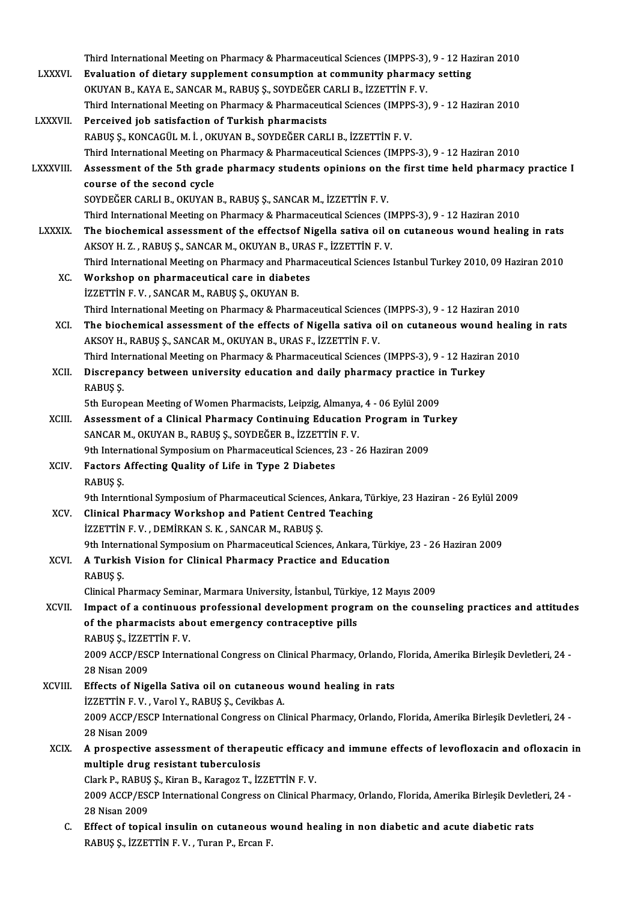Third International Meeting on Pharmacy & Pharmaceutical Sciences (IMPPS-3), 9 - 12 Haziran 2010

LXXXVI. **Evaluation of dietary supplement consumption at community pharmacy setting**
OKUYAN B., KAYA E., SANCAR M., RABUŞ Ş., SOYDEĞER CARLI B., İZZETTİN F. V.
Third International Meeting on Pharmacy & Pharmaceutical Sciences (IMPPS-3), 9 - 12 Haziran 2010

LXXXVII. **Perceived job satisfaction of Turkish pharmacists**
RABUŞ Ş., KONCAGÜL M. İ. , OKUYAN B., SOYDEĞER CARLI B., İZZETTİN F. V.
Third International Meeting on Pharmacy & Pharmaceutical Sciences (IMPPS-3), 9 - 12 Haziran 2010

LXXXVIII. **Assessment of the 5th grade pharmacy students opinions on the first time held pharmacy practice I course of the second cycle**
SOYDEĞER CARLI B., OKUYAN B., RABUŞ Ş., SANCAR M., İZZETTİN F. V.
Third International Meeting on Pharmacy & Pharmaceutical Sciences (IMPPS-3), 9 - 12 Haziran 2010

LXXXIX. **The biochemical assessment of the effectsof Nigella sativa oil on cutaneous wound healing in rats**
AKSOY H. Z. , RABUŞ Ş., SANCAR M., OKUYAN B., URAS F., İZZETTİN F. V.
Third International Meeting on Pharmacy and Pharmaceutical Sciences Istanbul Turkey 2010, 09 Haziran 2010

XC. **Workshop on pharmaceutical care in diabetes**
İZZETTİN F. V. , SANCAR M., RABUŞ Ş., OKUYAN B.
Third International Meeting on Pharmacy & Pharmaceutical Sciences (IMPPS-3), 9 - 12 Haziran 2010

XCI. **The biochemical assessment of the effects of Nigella sativa oil on cutaneous wound healing in rats**
AKSOY H., RABUŞ Ş., SANCAR M., OKUYAN B., URAS F., İZZETTİN F. V.
Third International Meeting on Pharmacy & Pharmaceutical Sciences (IMPPS-3), 9 - 12 Haziran 2010

XCII. **Discrepancy between university education and daily pharmacy practice in Turkey**
RABUŞ Ş.
5th European Meeting of Women Pharmacists, Leipzig, Almanya, 4 - 06 Eylül 2009

XCIII. **Assessment of a Clinical Pharmacy Continuing Education Program in Turkey**
SANCAR M., OKUYAN B., RABUŞ Ş., SOYDEĞER B., İZZETTİN F. V.
9th International Symposium on Pharmaceutical Sciences, 23 - 26 Haziran 2009

XCIV. **Factors Affecting Quality of Life in Type 2 Diabetes**
RABUŞ Ş.
9th Interntional Symposium of Pharmaceutical Sciences, Ankara, Türkiye, 23 Haziran - 26 Eylül 2009

XCV. **Clinical Pharmacy Workshop and Patient Centred Teaching**
İZZETTİN F. V. , DEMİRKAN S. K. , SANCAR M., RABUŞ Ş.
9th International Symposium on Pharmaceutical Sciences, Ankara, Türkiye, 23 - 26 Haziran 2009

XCVI. **A Turkish Vision for Clinical Pharmacy Practice and Education**
RABUŞ Ş.
Clinical Pharmacy Seminar, Marmara University, İstanbul, Türkiye, 12 Mayıs 2009

XCVII. **Impact of a continuous professional development program on the counseling practices and attitudes of the pharmacists about emergency contraceptive pills**
RABUŞ Ş., İZZETTİN F. V.
2009 ACCP/ESCP International Congress on Clinical Pharmacy, Orlando, Florida, Amerika Birleşik Devletleri, 24 - 28 Nisan 2009

XCVIII. **Effects of Nigella Sativa oil on cutaneous wound healing in rats**
İZZETTİN F. V. , Varol Y., RABUŞ Ş., Cevikbas A.
2009 ACCP/ESCP International Congress on Clinical Pharmacy, Orlando, Florida, Amerika Birleşik Devletleri, 24 - 28 Nisan 2009

XCIX. **A prospective assessment of therapeutic efficacy and immune effects of levofloxacin and ofloxacin in multiple drug resistant tuberculosis**
Clark P., RABUŞ Ş., Kiran B., Karagoz T., İZZETTİN F. V.
2009 ACCP/ESCP International Congress on Clinical Pharmacy, Orlando, Florida, Amerika Birleşik Devletleri, 24 - 28 Nisan 2009

C. **Effect of topical insulin on cutaneous wound healing in non diabetic and acute diabetic rats**
RABUŞ Ş., İZZETTİN F. V. , Turan P., Ercan F.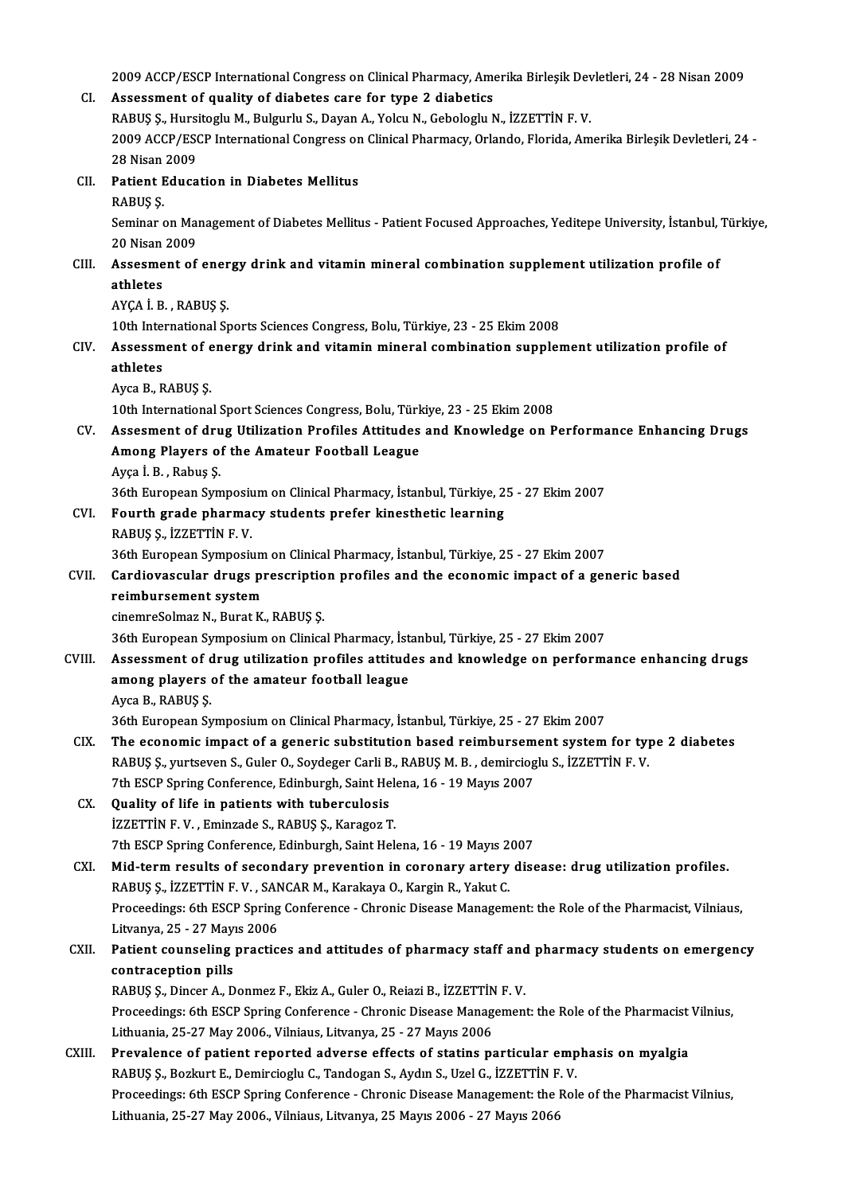2009 ACCP/ESCP International Congress on Clinical Pharmacy, Amerika Birleşik Devletleri, 24 - 28 Nisan 2009

CI. **Assessment of quality of diabetes care for type 2 diabetics**
RABUŞ Ş., Hursitoglu M., Bulgurlu S., Dayan A., Yolcu N., Gebologlu N., İZZETTİN F. V.
2009 ACCP/ESCP International Congress on Clinical Pharmacy, Orlando, Florida, Amerika Birleşik Devletleri, 24 - 28 Nisan 2009

CII. **Patient Education in Diabetes Mellitus**
RABUŞ Ş.
Seminar on Management of Diabetes Mellitus - Patient Focused Approaches, Yeditepe University, İstanbul, Türkiye, 20 Nisan 2009

CIII. **Assesment of energy drink and vitamin mineral combination supplement utilization profile of athletes**
AYÇA İ. B. , RABUŞ Ş.
10th International Sports Sciences Congress, Bolu, Türkiye, 23 - 25 Ekim 2008

CIV. **Assessment of energy drink and vitamin mineral combination supplement utilization profile of athletes**
Ayca B., RABUŞ Ş.
10th International Sport Sciences Congress, Bolu, Türkiye, 23 - 25 Ekim 2008

CV. **Assesment of drug Utilization Profiles Attitudes and Knowledge on Performance Enhancing Drugs Among Players of the Amateur Football League**
Ayça İ. B. , Rabuş Ş.
36th European Symposium on Clinical Pharmacy, İstanbul, Türkiye, 25 - 27 Ekim 2007

CVI. **Fourth grade pharmacy students prefer kinesthetic learning**
RABUŞ Ş., İZZETTİN F. V.
36th European Symposium on Clinical Pharmacy, İstanbul, Türkiye, 25 - 27 Ekim 2007

CVII. **Cardiovascular drugs prescription profiles and the economic impact of a generic based reimbursement system**
cinemreSolmaz N., Burat K., RABUŞ Ş.
36th European Symposium on Clinical Pharmacy, İstanbul, Türkiye, 25 - 27 Ekim 2007

CVIII. **Assessment of drug utilization profiles attitudes and knowledge on performance enhancing drugs among players of the amateur football league**
Ayca B., RABUŞ Ş.
36th European Symposium on Clinical Pharmacy, İstanbul, Türkiye, 25 - 27 Ekim 2007

CIX. **The economic impact of a generic substitution based reimbursement system for type 2 diabetes**
RABUŞ Ş., yurtseven S., Guler O., Soydeger Carli B., RABUŞ M. B. , demircioglu S., İZZETTİN F. V.
7th ESCP Spring Conference, Edinburgh, Saint Helena, 16 - 19 Mayıs 2007

CX. **Quality of life in patients with tuberculosis**
İZZETTİN F. V. , Eminzade S., RABUŞ Ş., Karagoz T.
7th ESCP Spring Conference, Edinburgh, Saint Helena, 16 - 19 Mayıs 2007

CXI. **Mid-term results of secondary prevention in coronary artery disease: drug utilization profiles.**
RABUŞ Ş., İZZETTİN F. V. , SANCAR M., Karakaya O., Kargin R., Yakut C.
Proceedings: 6th ESCP Spring Conference - Chronic Disease Management: the Role of the Pharmacist, Vilniaus, Litvanya, 25 - 27 Mayıs 2006

CXII. **Patient counseling practices and attitudes of pharmacy staff and pharmacy students on emergency contraception pills**
RABUŞ Ş., Dincer A., Donmez F., Ekiz A., Guler O., Reiazi B., İZZETTİN F. V.
Proceedings: 6th ESCP Spring Conference - Chronic Disease Management: the Role of the Pharmacist Vilnius, Lithuania, 25-27 May 2006., Vilniaus, Litvanya, 25 - 27 Mayıs 2006

CXIII. **Prevalence of patient reported adverse effects of statins particular emphasis on myalgia**
RABUŞ Ş., Bozkurt E., Demircioglu C., Tandogan S., Aydın S., Uzel G., İZZETTİN F. V.
Proceedings: 6th ESCP Spring Conference - Chronic Disease Management: the Role of the Pharmacist Vilnius, Lithuania, 25-27 May 2006., Vilniaus, Litvanya, 25 Mayıs 2006 - 27 Mayıs 2066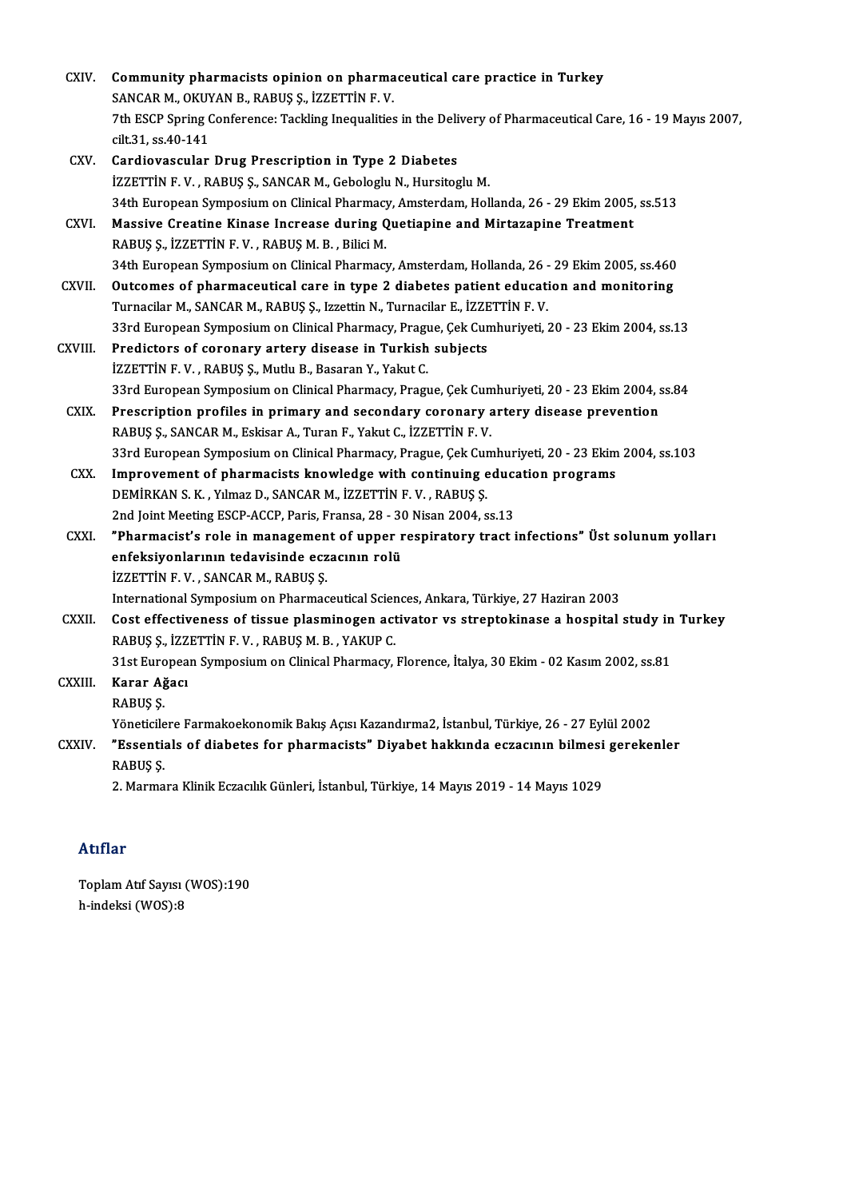CXIV. **Community pharmacists opinion on pharmaceutical care practice in Turkey**
SANCAR M., OKUYAN B., RABUŞ Ş., İZZETTİN F. V.
7th ESCP Spring Conference: Tackling Inequalities in the Delivery of Pharmaceutical Care, 16 - 19 Mayıs 2007, cilt.31, ss.40-141

CXV. **Cardiovascular Drug Prescription in Type 2 Diabetes**
İZZETTİN F. V. , RABUŞ Ş., SANCAR M., Gebologlu N., Hursitoglu M.
34th European Symposium on Clinical Pharmacy, Amsterdam, Hollanda, 26 - 29 Ekim 2005, ss.513

CXVI. **Massive Creatine Kinase Increase during Quetiapine and Mirtazapine Treatment**
RABUŞ Ş., İZZETTİN F. V. , RABUŞ M. B. , Bilici M.
34th European Symposium on Clinical Pharmacy, Amsterdam, Hollanda, 26 - 29 Ekim 2005, ss.460

CXVII. **Outcomes of pharmaceutical care in type 2 diabetes patient education and monitoring**
Turnacilar M., SANCAR M., RABUŞ Ş., Izzettin N., Turnacilar E., İZZETTİN F. V.
33rd European Symposium on Clinical Pharmacy, Prague, Çek Cumhuriyeti, 20 - 23 Ekim 2004, ss.13

CXVIII. **Predictors of coronary artery disease in Turkish subjects**
İZZETTİN F. V. , RABUŞ Ş., Mutlu B., Basaran Y., Yakut C.
33rd European Symposium on Clinical Pharmacy, Prague, Çek Cumhuriyeti, 20 - 23 Ekim 2004, ss.84

CXIX. **Prescription profiles in primary and secondary coronary artery disease prevention**
RABUŞ Ş., SANCAR M., Eskisar A., Turan F., Yakut C., İZZETTİN F. V.
33rd European Symposium on Clinical Pharmacy, Prague, Çek Cumhuriyeti, 20 - 23 Ekim 2004, ss.103

CXX. **Improvement of pharmacists knowledge with continuing education programs**
DEMİRKAN S. K. , Yılmaz D., SANCAR M., İZZETTİN F. V. , RABUŞ Ş.
2nd Joint Meeting ESCP-ACCP, Paris, Fransa, 28 - 30 Nisan 2004, ss.13

CXXI. **"Pharmacist's role in management of upper respiratory tract infections" Üst solunum yolları enfeksiyonlarının tedavisinde eczacının rolü**
İZZETTİN F. V. , SANCAR M., RABUŞ Ş.
International Symposium on Pharmaceutical Sciences, Ankara, Türkiye, 27 Haziran 2003

CXXII. **Cost effectiveness of tissue plasminogen activator vs streptokinase a hospital study in Turkey**
RABUŞ Ş., İZZETTİN F. V. , RABUŞ M. B. , YAKUP C.
31st European Symposium on Clinical Pharmacy, Florence, İtalya, 30 Ekim - 02 Kasım 2002, ss.81

CXXIII. **Karar Ağacı**
RABUŞ Ş.
Yöneticilere Farmakoekonomik Bakış Açısı Kazandırma2, İstanbul, Türkiye, 26 - 27 Eylül 2002

CXXIV. **"Essentials of diabetes for pharmacists" Diyabet hakkında eczacının bilmesi gerekenler**
RABUŞ Ş.
2. Marmara Klinik Eczacılık Günleri, İstanbul, Türkiye, 14 Mayıs 2019 - 14 Mayıs 1029

## Atıflar

Toplam Atıf Sayısı (WOS):190
h-indeksi (WOS):8